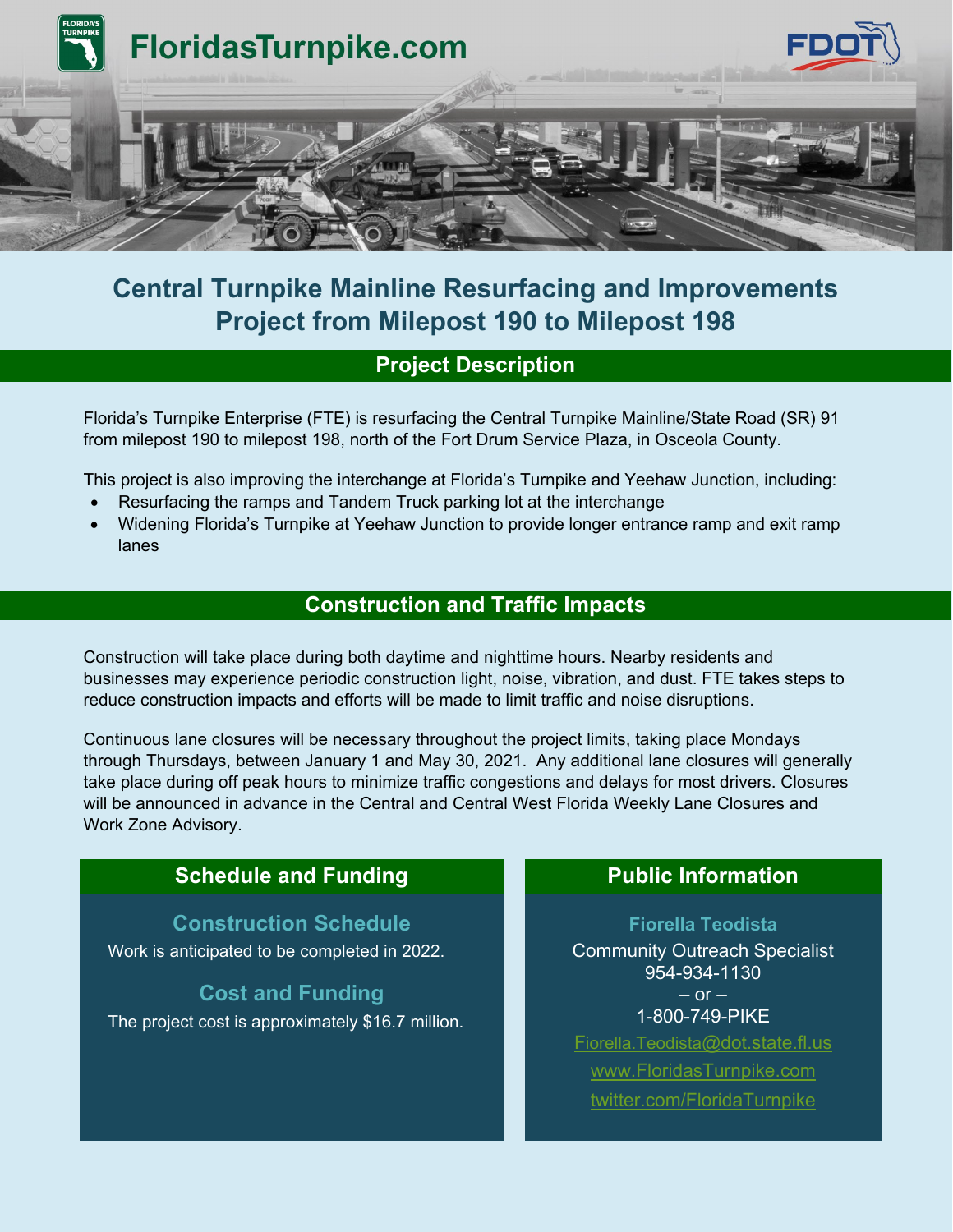FloridasTurnpike.com

# Central Turnpike Mainline Resurfacing and Improvements Project from Milepost 190 to Milepost 198

## Project Description

Florida's Turnpike Enterprise (FTE) is resurfacing the Central Turnpike Mainline/State Road (SR) 91 from milepost 190 to milepost 198, north of the Fort Drum Service Plaza, in Osceola County.

This project is also improving the interchange at Florida's Turnpike and Yeehaw Junction, including:

- Resurfacing the ramps and Tandem Truck parking lot at the interchange
- Widening Florida's Turnpike at Yeehaw Junction to provide longer entrance ramp and exit ramp lanes

## Construction and Traffic Impacts

Construction will take place during both daytime and nighttime hours. Nearby residents and businesses may experience periodic construction light, noise, vibration, and dust. FTE takes steps to reduce construction impacts and efforts will be made to limit traffic and noise disruptions.

Continuous lane closures will be necessary throughout the project limits, taking place Mondays through Thursdays, between January 1 and May 30, 2021. Any additional lane closures will generally take place during off peak hours to minimize traffic congestions and delays for most drivers. Closures will be announced in advance in the Central and Central West Florida Weekly Lane Closures and Work Zone Advisory.

## Schedule and Funding

### Construction Schedule

Work is anticipated to be completed in 2022.

### Cost and Funding

The project cost is approximately $16.7 million.

## Public Information

**Fiorella Teodista**
Community Outreach Specialist
954-934-1130
– or –
1-800-749-PIKE
Fiorella.Teodista@dot.state.fl.us
www.FloridasTurnpike.com
twitter.com/FloridaTurnpike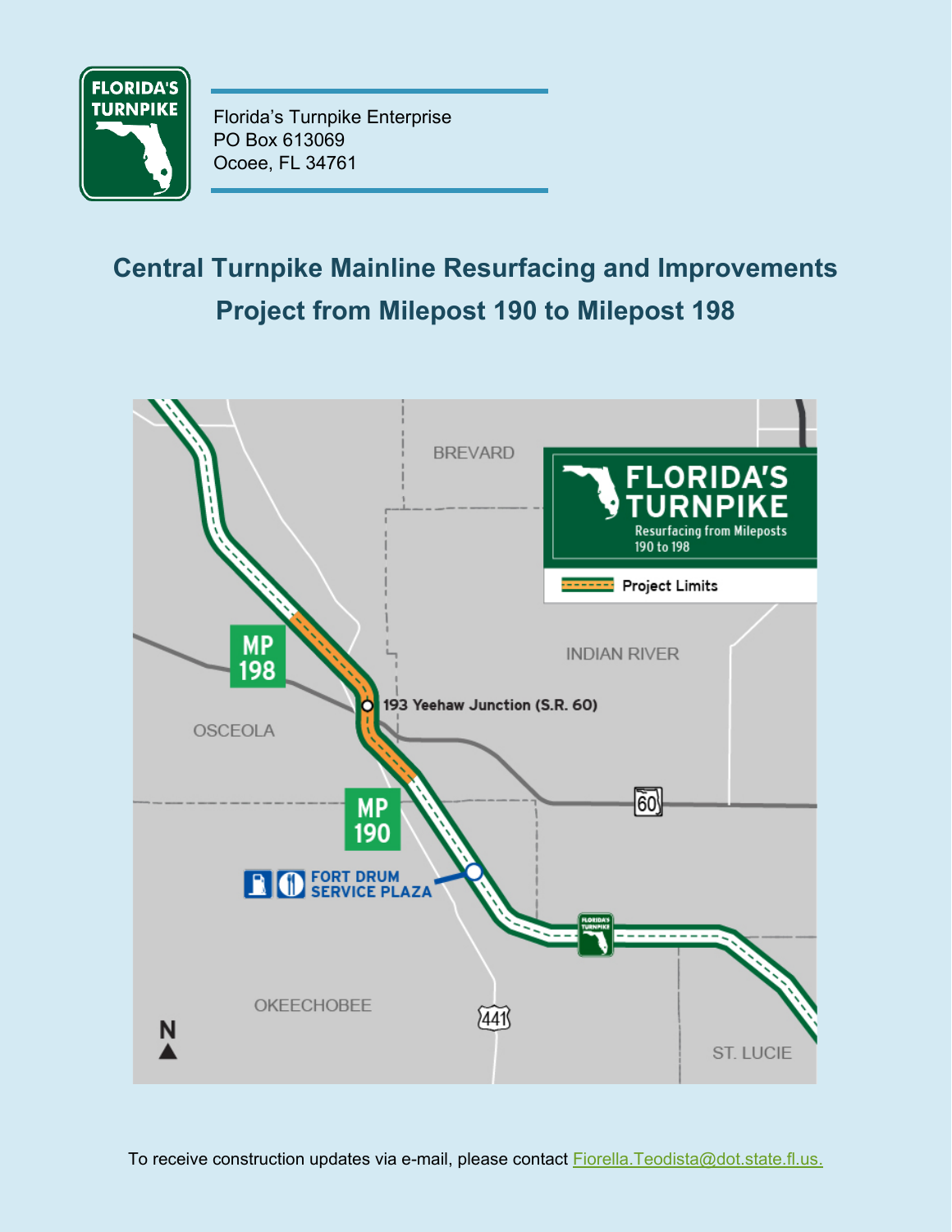FLORIDA'S TURNPIKE

Florida's Turnpike Enterprise
PO Box 613069
Ocoee, FL 34761

## Central Turnpike Mainline Resurfacing and Improvements Project from Milepost 190 to Milepost 198

FLORIDA'S TURNPIKE
Resurfacing from Mileposts 190 to 198

Project Limits

BREVARD

INDIAN RIVER

OSCEOLA

OKEECHOBEE

ST. LUCIE

MP 198

MP 190

193 Yeehaw Junction (S.R. 60)

FORT DRUM SERVICE PLAZA

60

441

N

To receive construction updates via e-mail, please contact Fiorella.Teodista@dot.state.fl.us.